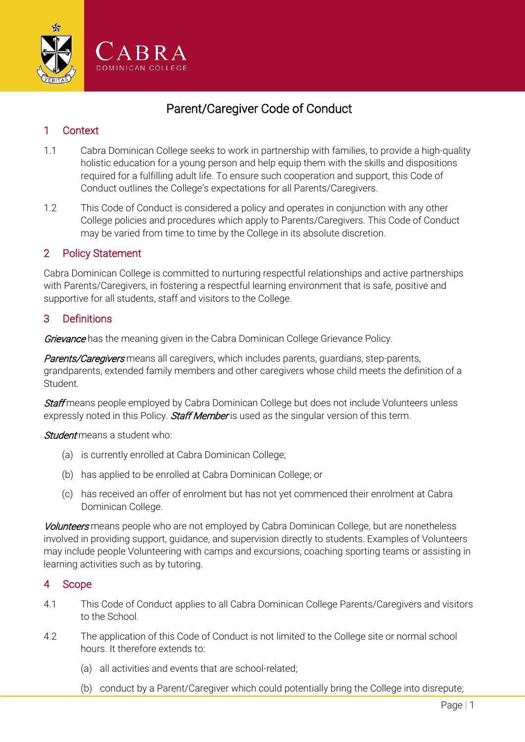CABRA
DOMINICAN COLLEGE

# Parent/Caregiver Code of Conduct

## 1 Context

1.1 Cabra Dominican College seeks to work in partnership with families, to provide a high-quality holistic education for a young person and help equip them with the skills and dispositions required for a fulfilling adult life. To ensure such cooperation and support, this Code of Conduct outlines the College's expectations for all Parents/Caregivers.

1.2 This Code of Conduct is considered a policy and operates in conjunction with any other College policies and procedures which apply to Parents/Caregivers. This Code of Conduct may be varied from time to time by the College in its absolute discretion.

## 2 Policy Statement

Cabra Dominican College is committed to nurturing respectful relationships and active partnerships with Parents/Caregivers, in fostering a respectful learning environment that is safe, positive and supportive for all students, staff and visitors to the College.

## 3 Definitions

***Grievance*** has the meaning given in the Cabra Dominican College Grievance Policy.

***Parents/Caregivers*** means all caregivers, which includes parents, guardians, step-parents, grandparents, extended family members and other caregivers whose child meets the definition of a Student.

***Staff*** means people employed by Cabra Dominican College but does not include Volunteers unless expressly noted in this Policy. ***Staff Member*** is used as the singular version of this term.

***Student*** means a student who:

(a) is currently enrolled at Cabra Dominican College;

(b) has applied to be enrolled at Cabra Dominican College; or

(c) has received an offer of enrolment but has not yet commenced their enrolment at Cabra Dominican College.

***Volunteers*** means people who are not employed by Cabra Dominican College, but are nonetheless involved in providing support, guidance, and supervision directly to students. Examples of Volunteers may include people Volunteering with camps and excursions, coaching sporting teams or assisting in learning activities such as by tutoring.

## 4 Scope

4.1 This Code of Conduct applies to all Cabra Dominican College Parents/Caregivers and visitors to the School.

4.2 The application of this Code of Conduct is not limited to the College site or normal school hours. It therefore extends to:

(a) all activities and events that are school-related;

(b) conduct by a Parent/Caregiver which could potentially bring the College into disrepute;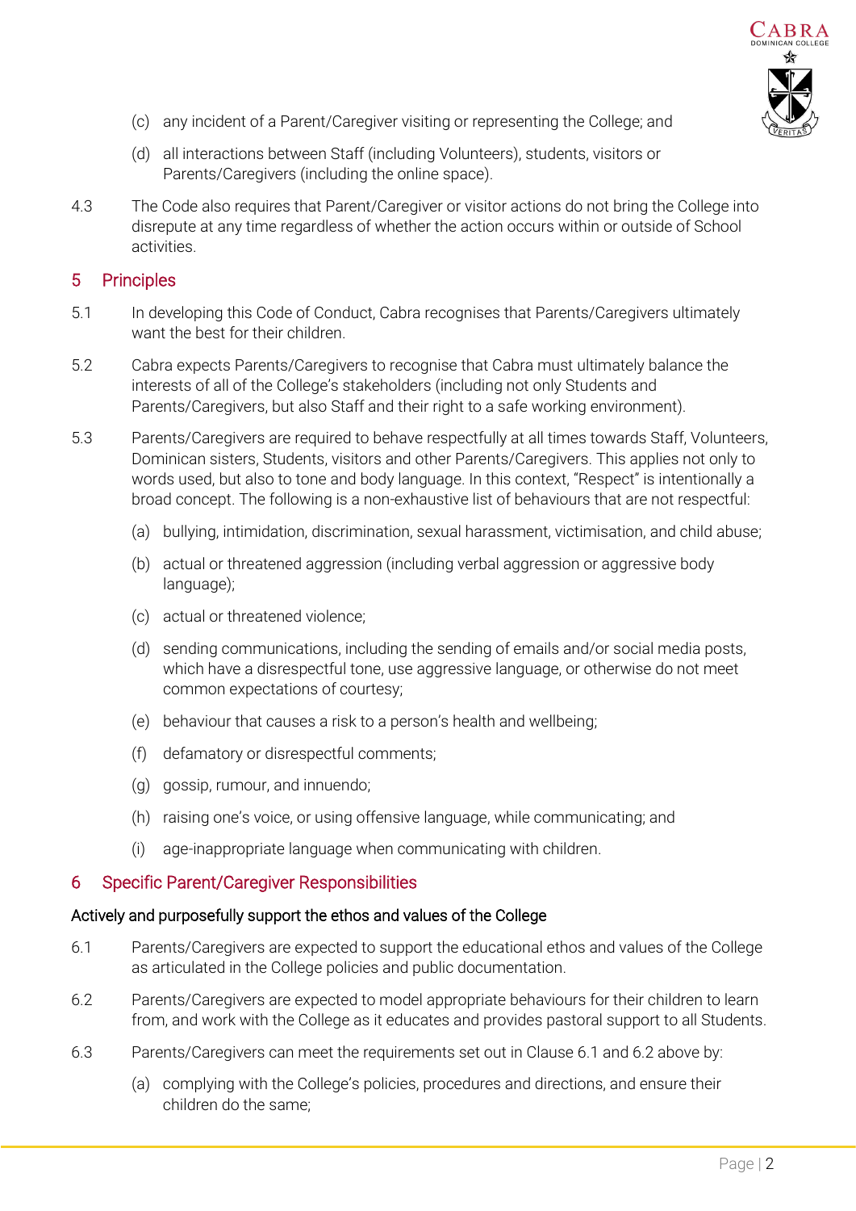(c) any incident of a Parent/Caregiver visiting or representing the College; and

(d) all interactions between Staff (including Volunteers), students, visitors or Parents/Caregivers (including the online space).

4.3 The Code also requires that Parent/Caregiver or visitor actions do not bring the College into disrepute at any time regardless of whether the action occurs within or outside of School activities.

## 5 Principles

5.1 In developing this Code of Conduct, Cabra recognises that Parents/Caregivers ultimately want the best for their children.

5.2 Cabra expects Parents/Caregivers to recognise that Cabra must ultimately balance the interests of all of the College's stakeholders (including not only Students and Parents/Caregivers, but also Staff and their right to a safe working environment).

5.3 Parents/Caregivers are required to behave respectfully at all times towards Staff, Volunteers, Dominican sisters, Students, visitors and other Parents/Caregivers. This applies not only to words used, but also to tone and body language. In this context, "Respect" is intentionally a broad concept. The following is a non-exhaustive list of behaviours that are not respectful:

(a) bullying, intimidation, discrimination, sexual harassment, victimisation, and child abuse;

(b) actual or threatened aggression (including verbal aggression or aggressive body language);

(c) actual or threatened violence;

(d) sending communications, including the sending of emails and/or social media posts, which have a disrespectful tone, use aggressive language, or otherwise do not meet common expectations of courtesy;

(e) behaviour that causes a risk to a person's health and wellbeing;

(f) defamatory or disrespectful comments;

(g) gossip, rumour, and innuendo;

(h) raising one's voice, or using offensive language, while communicating; and

(i) age-inappropriate language when communicating with children.

## 6 Specific Parent/Caregiver Responsibilities

### Actively and purposefully support the ethos and values of the College

6.1 Parents/Caregivers are expected to support the educational ethos and values of the College as articulated in the College policies and public documentation.

6.2 Parents/Caregivers are expected to model appropriate behaviours for their children to learn from, and work with the College as it educates and provides pastoral support to all Students.

6.3 Parents/Caregivers can meet the requirements set out in Clause 6.1 and 6.2 above by:

(a) complying with the College's policies, procedures and directions, and ensure their children do the same;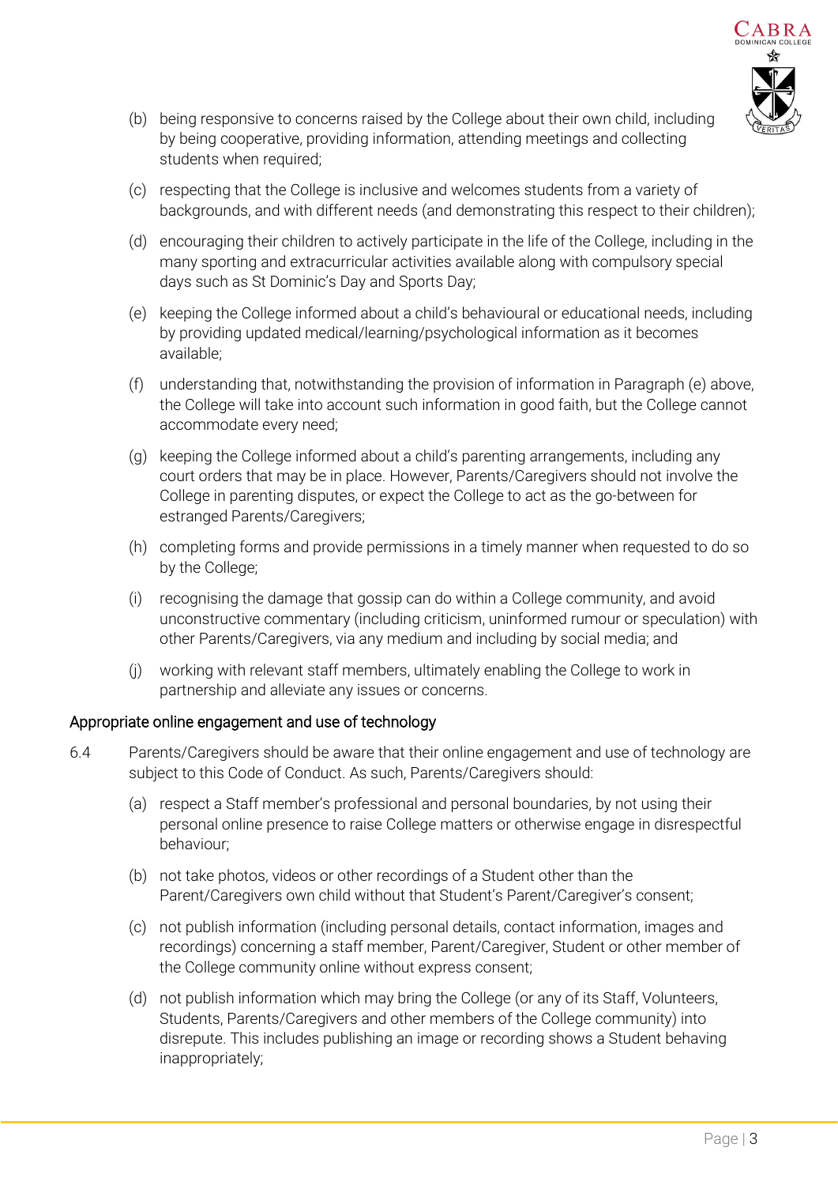(b) being responsive to concerns raised by the College about their own child, including by being cooperative, providing information, attending meetings and collecting students when required;

(c) respecting that the College is inclusive and welcomes students from a variety of backgrounds, and with different needs (and demonstrating this respect to their children);

(d) encouraging their children to actively participate in the life of the College, including in the many sporting and extracurricular activities available along with compulsory special days such as St Dominic's Day and Sports Day;

(e) keeping the College informed about a child's behavioural or educational needs, including by providing updated medical/learning/psychological information as it becomes available;

(f) understanding that, notwithstanding the provision of information in Paragraph (e) above, the College will take into account such information in good faith, but the College cannot accommodate every need;

(g) keeping the College informed about a child's parenting arrangements, including any court orders that may be in place. However, Parents/Caregivers should not involve the College in parenting disputes, or expect the College to act as the go-between for estranged Parents/Caregivers;

(h) completing forms and provide permissions in a timely manner when requested to do so by the College;

(i) recognising the damage that gossip can do within a College community, and avoid unconstructive commentary (including criticism, uninformed rumour or speculation) with other Parents/Caregivers, via any medium and including by social media; and

(j) working with relevant staff members, ultimately enabling the College to work in partnership and alleviate any issues or concerns.

### Appropriate online engagement and use of technology

6.4 Parents/Caregivers should be aware that their online engagement and use of technology are subject to this Code of Conduct. As such, Parents/Caregivers should:

(a) respect a Staff member's professional and personal boundaries, by not using their personal online presence to raise College matters or otherwise engage in disrespectful behaviour;

(b) not take photos, videos or other recordings of a Student other than the Parent/Caregivers own child without that Student's Parent/Caregiver's consent;

(c) not publish information (including personal details, contact information, images and recordings) concerning a staff member, Parent/Caregiver, Student or other member of the College community online without express consent;

(d) not publish information which may bring the College (or any of its Staff, Volunteers, Students, Parents/Caregivers and other members of the College community) into disrepute. This includes publishing an image or recording shows a Student behaving inappropriately;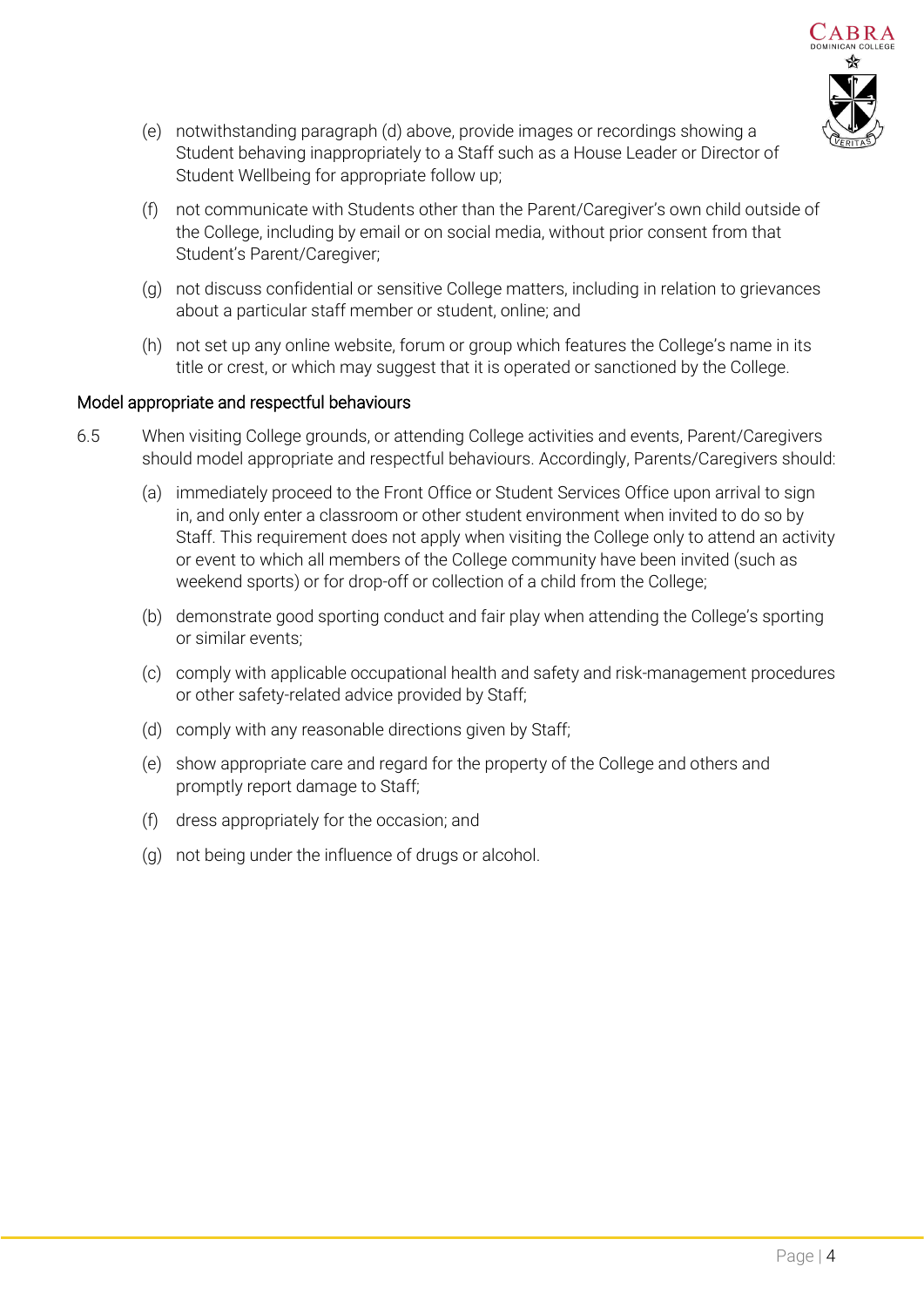(e) notwithstanding paragraph (d) above, provide images or recordings showing a Student behaving inappropriately to a Staff such as a House Leader or Director of Student Wellbeing for appropriate follow up;

(f) not communicate with Students other than the Parent/Caregiver's own child outside of the College, including by email or on social media, without prior consent from that Student's Parent/Caregiver;

(g) not discuss confidential or sensitive College matters, including in relation to grievances about a particular staff member or student, online; and

(h) not set up any online website, forum or group which features the College's name in its title or crest, or which may suggest that it is operated or sanctioned by the College.

### Model appropriate and respectful behaviours

6.5 When visiting College grounds, or attending College activities and events, Parent/Caregivers should model appropriate and respectful behaviours. Accordingly, Parents/Caregivers should:

(a) immediately proceed to the Front Office or Student Services Office upon arrival to sign in, and only enter a classroom or other student environment when invited to do so by Staff. This requirement does not apply when visiting the College only to attend an activity or event to which all members of the College community have been invited (such as weekend sports) or for drop-off or collection of a child from the College;

(b) demonstrate good sporting conduct and fair play when attending the College's sporting or similar events;

(c) comply with applicable occupational health and safety and risk-management procedures or other safety-related advice provided by Staff;

(d) comply with any reasonable directions given by Staff;

(e) show appropriate care and regard for the property of the College and others and promptly report damage to Staff;

(f) dress appropriately for the occasion; and

(g) not being under the influence of drugs or alcohol.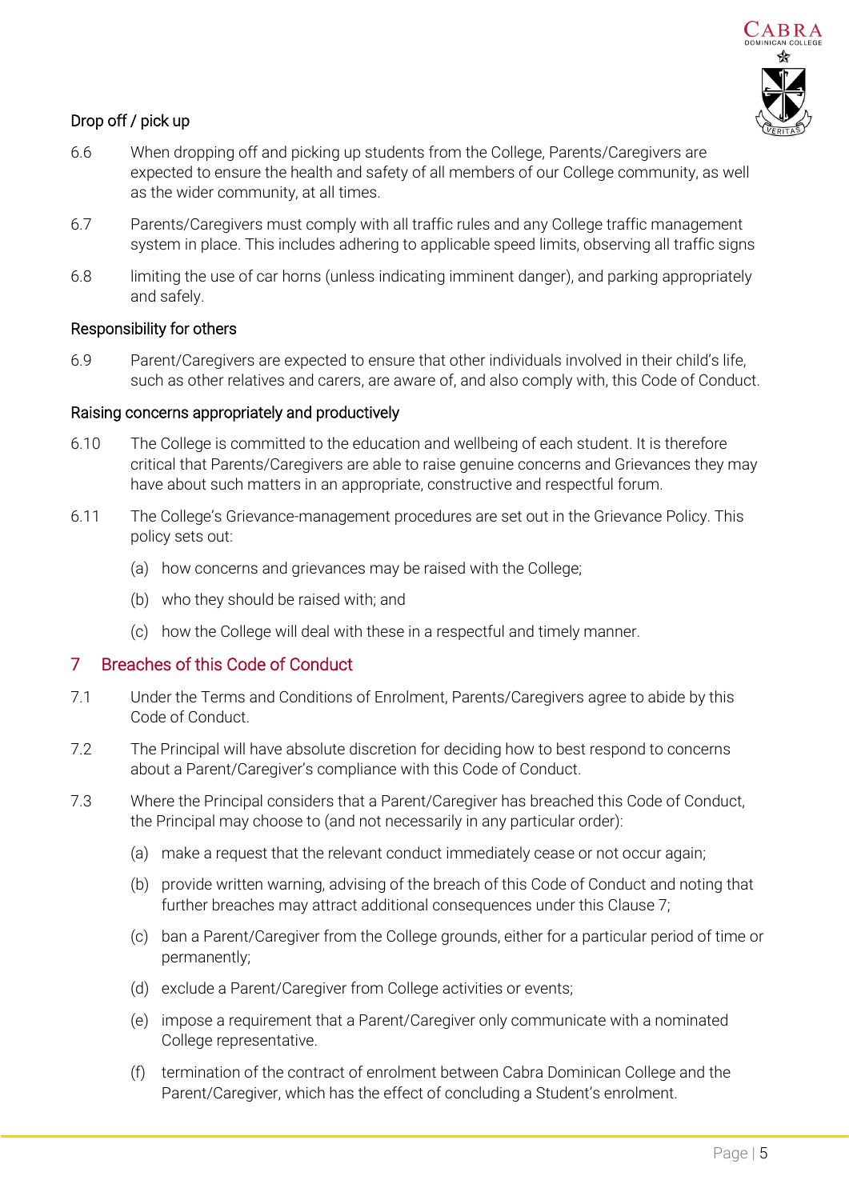### Drop off / pick up

6.6 When dropping off and picking up students from the College, Parents/Caregivers are expected to ensure the health and safety of all members of our College community, as well as the wider community, at all times.

6.7 Parents/Caregivers must comply with all traffic rules and any College traffic management system in place. This includes adhering to applicable speed limits, observing all traffic signs

6.8 limiting the use of car horns (unless indicating imminent danger), and parking appropriately and safely.

### Responsibility for others

6.9 Parent/Caregivers are expected to ensure that other individuals involved in their child's life, such as other relatives and carers, are aware of, and also comply with, this Code of Conduct.

### Raising concerns appropriately and productively

6.10 The College is committed to the education and wellbeing of each student. It is therefore critical that Parents/Caregivers are able to raise genuine concerns and Grievances they may have about such matters in an appropriate, constructive and respectful forum.

6.11 The College's Grievance-management procedures are set out in the Grievance Policy. This policy sets out:

(a) how concerns and grievances may be raised with the College;

(b) who they should be raised with; and

(c) how the College will deal with these in a respectful and timely manner.

## 7 Breaches of this Code of Conduct

7.1 Under the Terms and Conditions of Enrolment, Parents/Caregivers agree to abide by this Code of Conduct.

7.2 The Principal will have absolute discretion for deciding how to best respond to concerns about a Parent/Caregiver's compliance with this Code of Conduct.

7.3 Where the Principal considers that a Parent/Caregiver has breached this Code of Conduct, the Principal may choose to (and not necessarily in any particular order):

(a) make a request that the relevant conduct immediately cease or not occur again;

(b) provide written warning, advising of the breach of this Code of Conduct and noting that further breaches may attract additional consequences under this Clause 7;

(c) ban a Parent/Caregiver from the College grounds, either for a particular period of time or permanently;

(d) exclude a Parent/Caregiver from College activities or events;

(e) impose a requirement that a Parent/Caregiver only communicate with a nominated College representative.

(f) termination of the contract of enrolment between Cabra Dominican College and the Parent/Caregiver, which has the effect of concluding a Student's enrolment.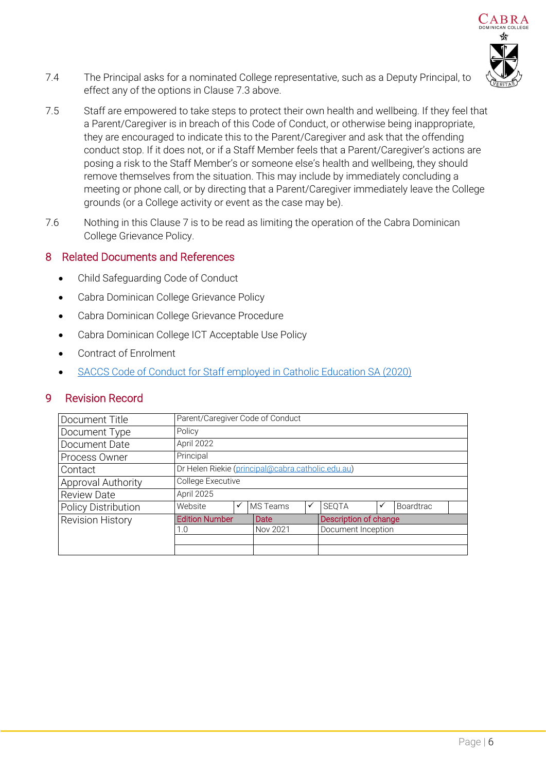7.4 The Principal asks for a nominated College representative, such as a Deputy Principal, to effect any of the options in Clause 7.3 above.

7.5 Staff are empowered to take steps to protect their own health and wellbeing. If they feel that a Parent/Caregiver is in breach of this Code of Conduct, or otherwise being inappropriate, they are encouraged to indicate this to the Parent/Caregiver and ask that the offending conduct stop. If it does not, or if a Staff Member feels that a Parent/Caregiver's actions are posing a risk to the Staff Member's or someone else's health and wellbeing, they should remove themselves from the situation. This may include by immediately concluding a meeting or phone call, or by directing that a Parent/Caregiver immediately leave the College grounds (or a College activity or event as the case may be).

7.6 Nothing in this Clause 7 is to be read as limiting the operation of the Cabra Dominican College Grievance Policy.

## 8 Related Documents and References

- Child Safeguarding Code of Conduct
- Cabra Dominican College Grievance Policy
- Cabra Dominican College Grievance Procedure
- Cabra Dominican College ICT Acceptable Use Policy
- Contract of Enrolment
- SACCS Code of Conduct for Staff employed in Catholic Education SA (2020)

## 9 Revision Record

| | | | | | | | |
|---|---|---|---|---|---|---|---|
| Document Title | Parent/Caregiver Code of Conduct | | | | | | |
| Document Type | Policy | | | | | | |
| Document Date | April 2022 | | | | | | |
| Process Owner | Principal | | | | | | |
| Contact | Dr Helen Riekie (principal@cabra.catholic.edu.au) | | | | | | |
| Approval Authority | College Executive | | | | | | |
| Review Date | April 2025 | | | | | | |
| Policy Distribution | Website | ✓ | MS Teams | ✓ | SEQTA | ✓ | Boardtrac |
| Revision History | Edition Number | | Date | | Description of change | | |
| | 1.0 | | Nov 2021 | | Document Inception | | |
| | | | | | | | |
| | | | | | | | |